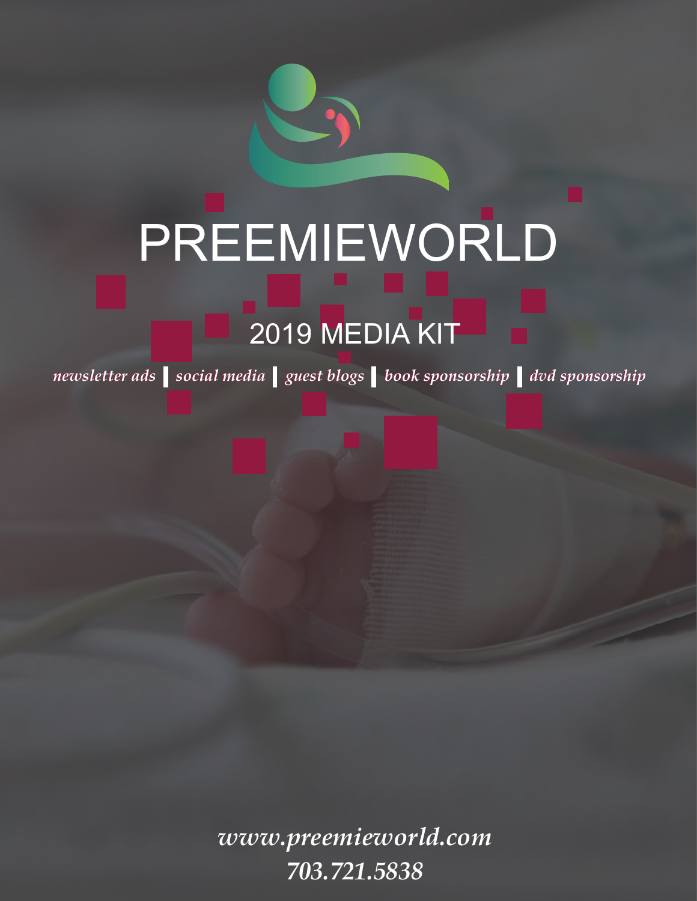# PREEMIEWORLD

## 2019 MEDIA KIT

*newsletter ads* | *social media* | *guest blogs* | *book sponsorship* | *dvd sponsorship*

*www.preemieworld.com*

*703.721.5838*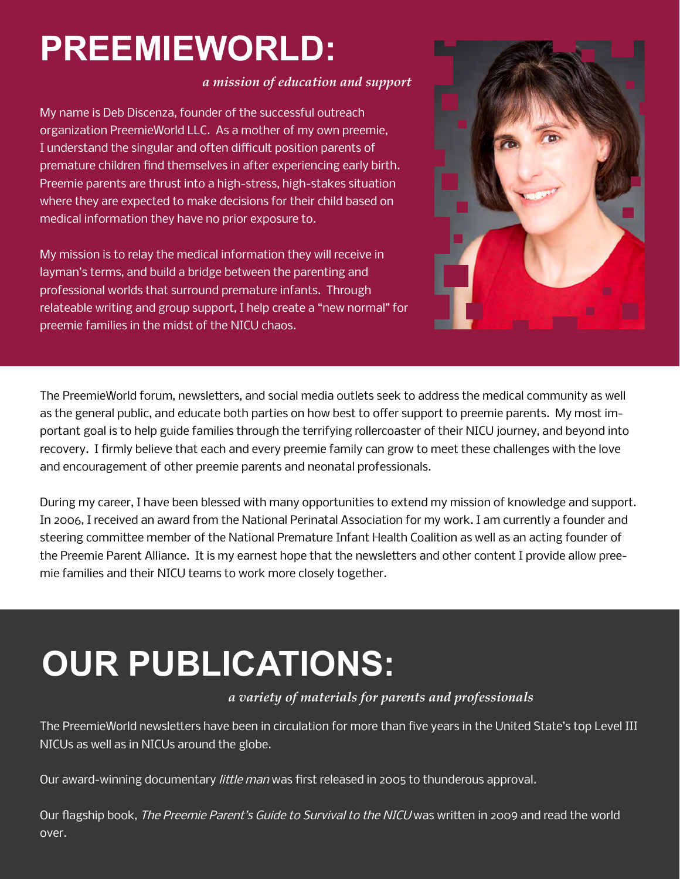# PREEMIEWORLD:

*a mission of education and support*

My name is Deb Discenza, founder of the successful outreach organization PreemieWorld LLC. As a mother of my own preemie, I understand the singular and often difficult position parents of premature children find themselves in after experiencing early birth. Preemie parents are thrust into a high-stress, high-stakes situation where they are expected to make decisions for their child based on medical information they have no prior exposure to.

My mission is to relay the medical information they will receive in layman's terms, and build a bridge between the parenting and professional worlds that surround premature infants. Through relateable writing and group support, I help create a "new normal" for preemie families in the midst of the NICU chaos.

The PreemieWorld forum, newsletters, and social media outlets seek to address the medical community as well as the general public, and educate both parties on how best to offer support to preemie parents. My most important goal is to help guide families through the terrifying rollercoaster of their NICU journey, and beyond into recovery. I firmly believe that each and every preemie family can grow to meet these challenges with the love and encouragement of other preemie parents and neonatal professionals.

During my career, I have been blessed with many opportunities to extend my mission of knowledge and support. In 2006, I received an award from the National Perinatal Association for my work. I am currently a founder and steering committee member of the National Premature Infant Health Coalition as well as an acting founder of the Preemie Parent Alliance. It is my earnest hope that the newsletters and other content I provide allow preemie families and their NICU teams to work more closely together.

# OUR PUBLICATIONS:

*a variety of materials for parents and professionals*

The PreemieWorld newsletters have been in circulation for more than five years in the United State's top Level III NICUs as well as in NICUs around the globe.

Our award-winning documentary *little man* was first released in 2005 to thunderous approval.

Our flagship book, *The Preemie Parent's Guide to Survival to the NICU* was written in 2009 and read the world over.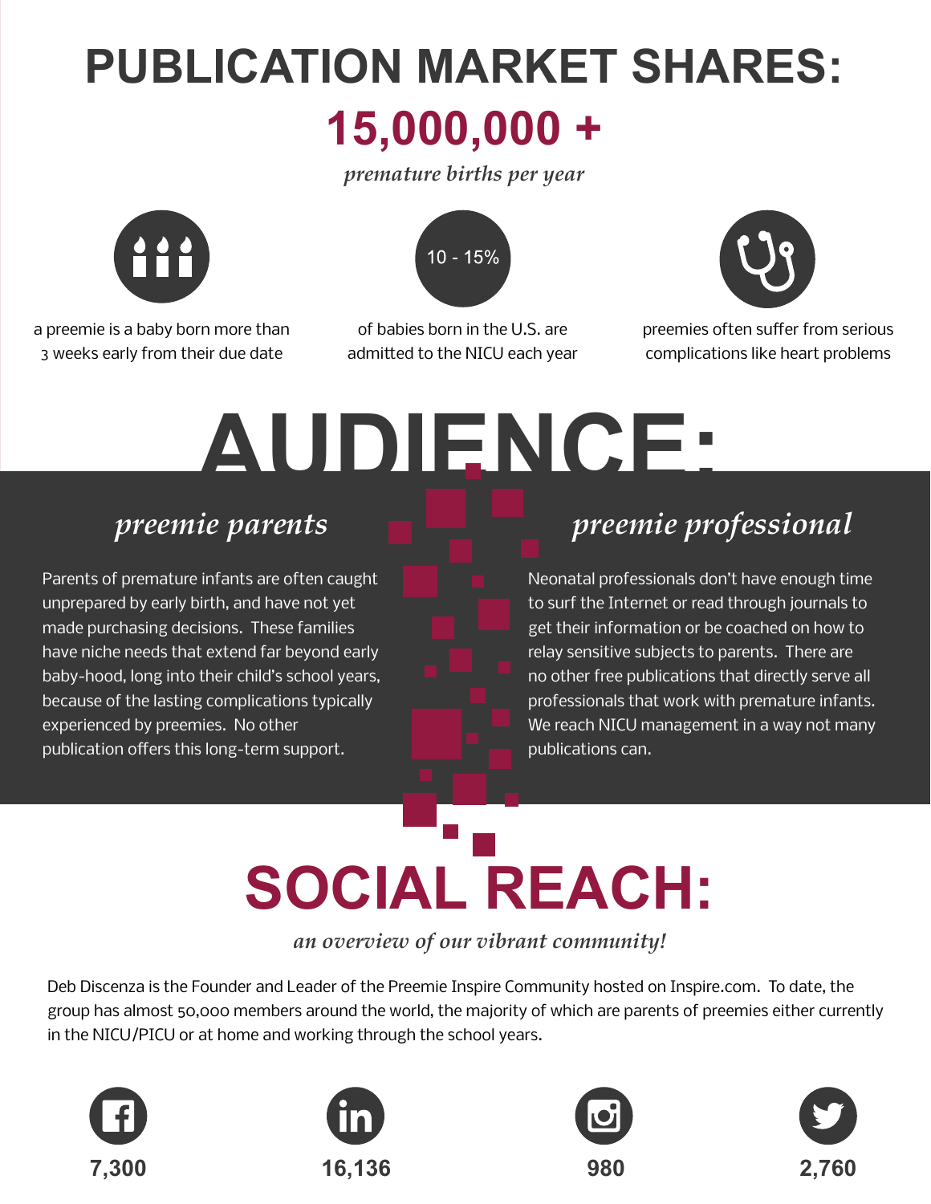# PUBLICATION MARKET SHARES:

## 15,000,000 +

*premature births per year*

a preemie is a baby born more than 3 weeks early from their due date

10 - 15%

of babies born in the U.S. are admitted to the NICU each year

preemies often suffer from serious complications like heart problems

# AUDIENCE:

## *preemie parents*

Parents of premature infants are often caught unprepared by early birth, and have not yet made purchasing decisions. These families have niche needs that extend far beyond early baby-hood, long into their child's school years, because of the lasting complications typically experienced by preemies. No other publication offers this long-term support.

## *preemie professional*

Neonatal professionals don't have enough time to surf the Internet or read through journals to get their information or be coached on how to relay sensitive subjects to parents. There are no other free publications that directly serve all professionals that work with premature infants. We reach NICU management in a way not many publications can.

# SOCIAL REACH:

*an overview of our vibrant community!*

Deb Discenza is the Founder and Leader of the Preemie Inspire Community hosted on Inspire.com. To date, the group has almost 50,000 members around the world, the majority of which are parents of preemies either currently in the NICU/PICU or at home and working through the school years.

| Facebook | LinkedIn | Instagram | Twitter |
|---|---|---|---|
| 7,300 | 16,136 | 980 | 2,760 |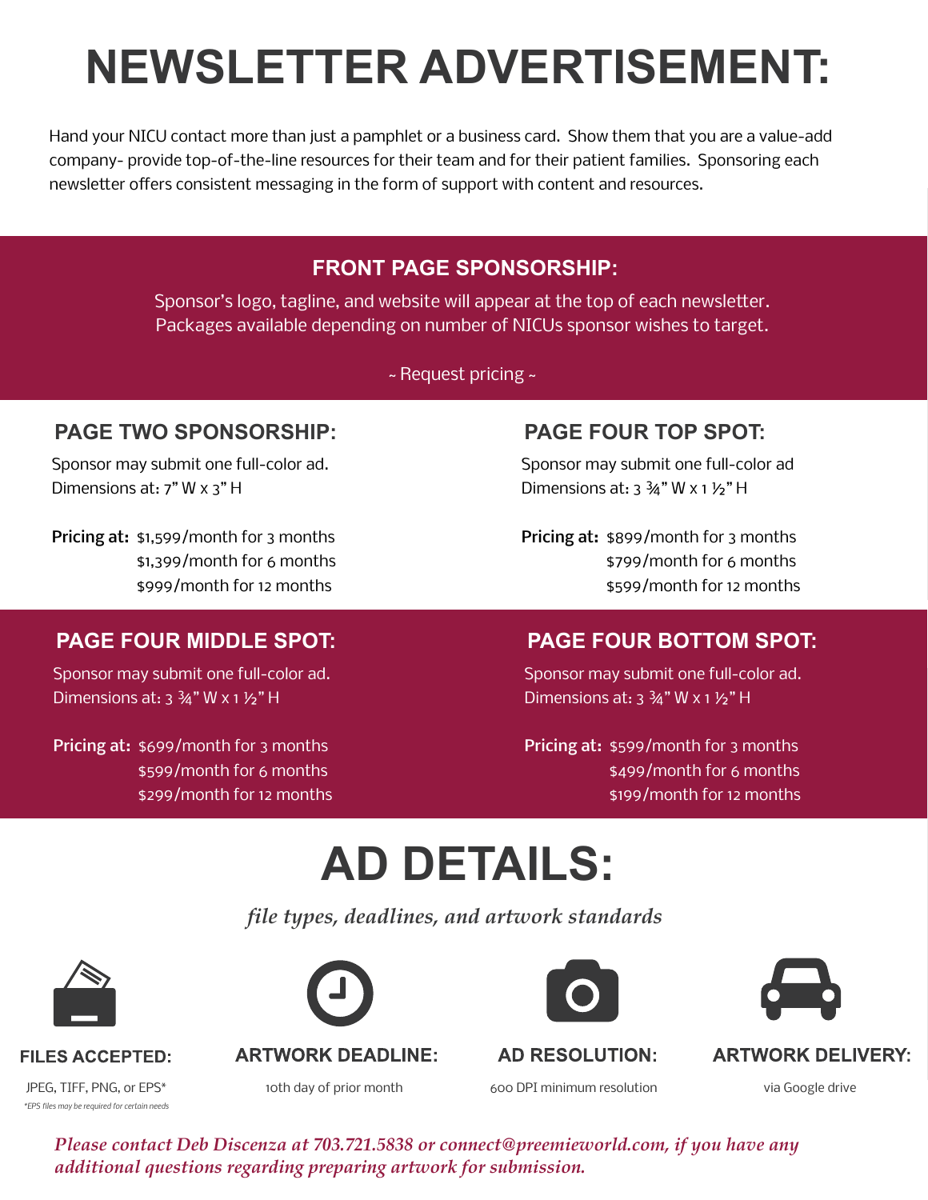# NEWSLETTER ADVERTISEMENT:

Hand your NICU contact more than just a pamphlet or a business card. Show them that you are a value-add company- provide top-of-the-line resources for their team and for their patient families. Sponsoring each newsletter offers consistent messaging in the form of support with content and resources.

## FRONT PAGE SPONSORSHIP:

Sponsor's logo, tagline, and website will appear at the top of each newsletter. Packages available depending on number of NICUs sponsor wishes to target.

~ Request pricing ~

## PAGE TWO SPONSORSHIP:

Sponsor may submit one full-color ad.
Dimensions at: 7" W x 3" H

**Pricing at:** $1,599/month for 3 months
$1,399/month for 6 months
$999/month for 12 months

## PAGE FOUR TOP SPOT:

Sponsor may submit one full-color ad
Dimensions at: 3 ¾" W x 1 ½" H

**Pricing at:** $899/month for 3 months
$799/month for 6 months
$599/month for 12 months

## PAGE FOUR MIDDLE SPOT:

Sponsor may submit one full-color ad.
Dimensions at: 3 ¾" W x 1 ½" H

**Pricing at:** $699/month for 3 months
$599/month for 6 months
$299/month for 12 months

## PAGE FOUR BOTTOM SPOT:

Sponsor may submit one full-color ad.
Dimensions at: 3 ¾" W x 1 ½" H

**Pricing at:** $599/month for 3 months
$499/month for 6 months
$199/month for 12 months

# AD DETAILS:

*file types, deadlines, and artwork standards*

### FILES ACCEPTED:

JPEG, TIFF, PNG, or EPS*

*EPS files may be required for certain needs*

### ARTWORK DEADLINE:

10th day of prior month

### AD RESOLUTION:

600 DPI minimum resolution

### ARTWORK DELIVERY:

via Google drive

***Please contact Deb Discenza at 703.721.5838 or connect@preemieworld.com, if you have any additional questions regarding preparing artwork for submission.***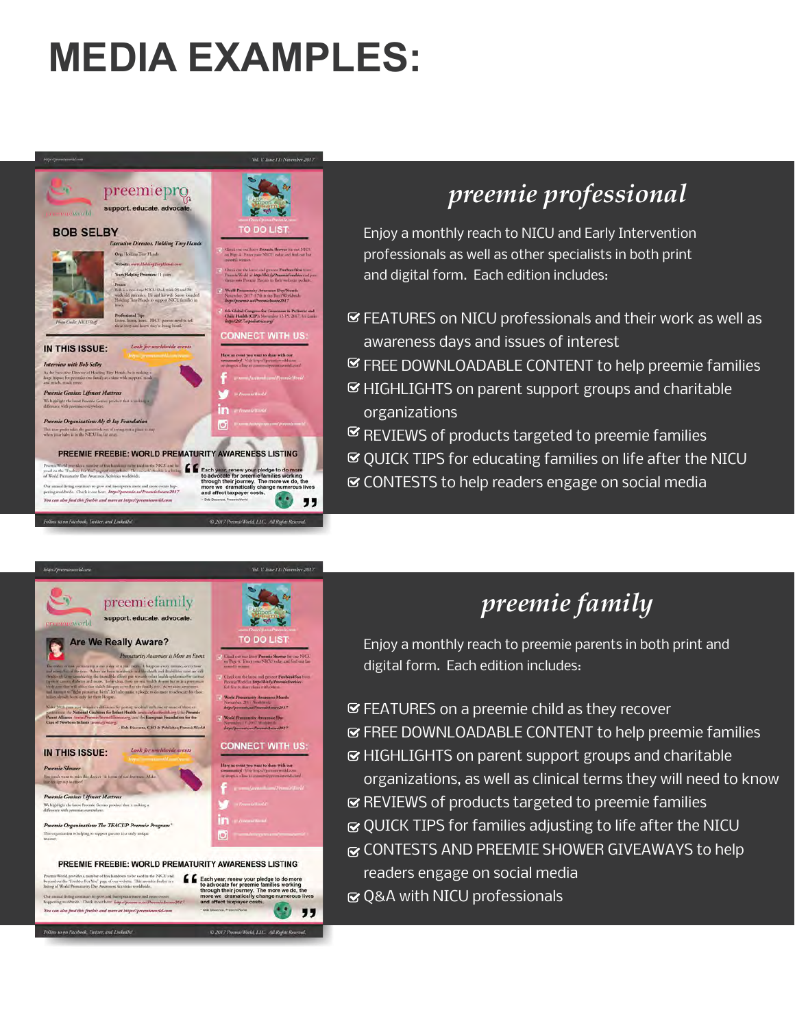# MEDIA EXAMPLES:

## *preemie professional*

Enjoy a monthly reach to NICU and Early Intervention professionals as well as other specialists in both print and digital form. Each edition includes:

- FEATURES on NICU professionals and their work as well as awareness days and issues of interest
- FREE DOWNLOADABLE CONTENT to help preemie families
- HIGHLIGHTS on parent support groups and charitable organizations
- REVIEWS of products targeted to preemie families
- QUICK TIPS for educating families on life after the NICU
- CONTESTS to help readers engage on social media

## *preemie family*

Enjoy a monthly reach to preemie parents in both print and digital form. Each edition includes:

- FEATURES on a preemie child as they recover
- FREE DOWNLOADABLE CONTENT to help preemie families
- HIGHLIGHTS on parent support groups and charitable organizations, as well as clinical terms they will need to know
- REVIEWS of products targeted to preemie families
- QUICK TIPS for families adjusting to life after the NICU
- CONTESTS AND PREEMIE SHOWER GIVEAWAYS to help readers engage on social media
- Q&A with NICU professionals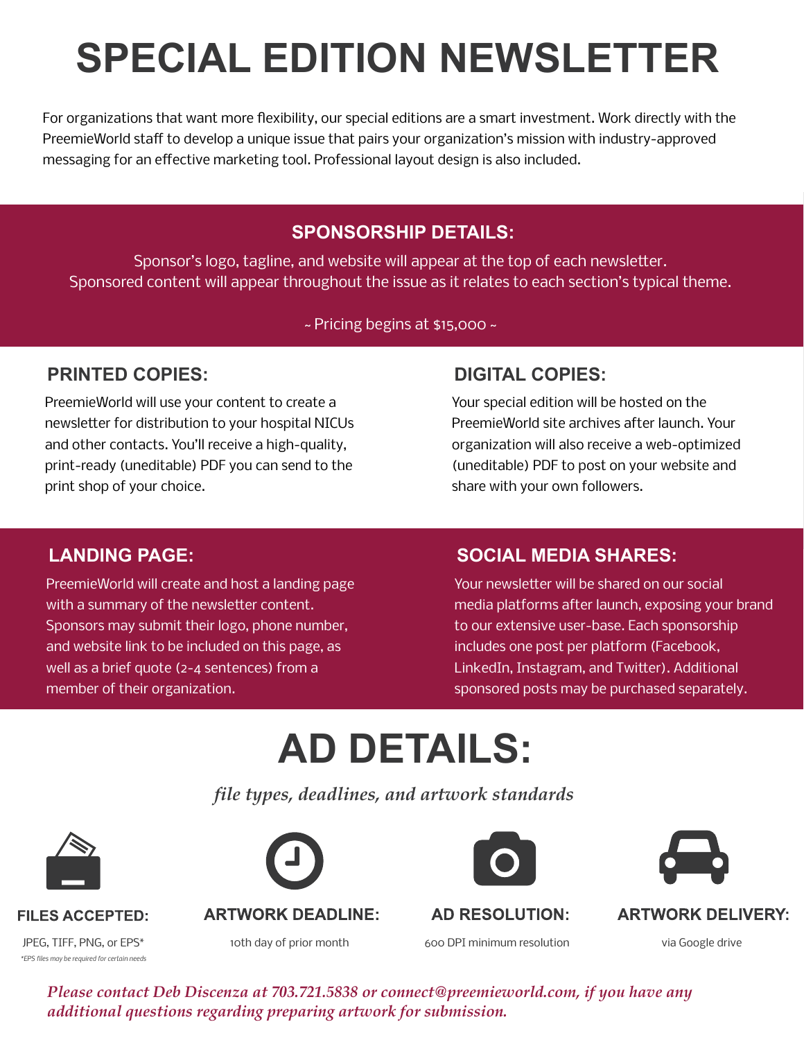# SPECIAL EDITION NEWSLETTER

For organizations that want more flexibility, our special editions are a smart investment. Work directly with the PreemieWorld staff to develop a unique issue that pairs your organization's mission with industry-approved messaging for an effective marketing tool. Professional layout design is also included.

## SPONSORSHIP DETAILS:

Sponsor's logo, tagline, and website will appear at the top of each newsletter.
Sponsored content will appear throughout the issue as it relates to each section's typical theme.

~ Pricing begins at $15,000 ~

## PRINTED COPIES:

PreemieWorld will use your content to create a newsletter for distribution to your hospital NICUs and other contacts. You'll receive a high-quality, print-ready (uneditable) PDF you can send to the print shop of your choice.

## DIGITAL COPIES:

Your special edition will be hosted on the PreemieWorld site archives after launch. Your organization will also receive a web-optimized (uneditable) PDF to post on your website and share with your own followers.

## LANDING PAGE:

PreemieWorld will create and host a landing page with a summary of the newsletter content. Sponsors may submit their logo, phone number, and website link to be included on this page, as well as a brief quote (2-4 sentences) from a member of their organization.

## SOCIAL MEDIA SHARES:

Your newsletter will be shared on our social media platforms after launch, exposing your brand to our extensive user-base. Each sponsorship includes one post per platform (Facebook, LinkedIn, Instagram, and Twitter). Additional sponsored posts may be purchased separately.

# AD DETAILS:

*file types, deadlines, and artwork standards*

### FILES ACCEPTED:

JPEG, TIFF, PNG, or EPS*

*EPS files may be required for certain needs*

### ARTWORK DEADLINE:

10th day of prior month

### AD RESOLUTION:

600 DPI minimum resolution

### ARTWORK DELIVERY:

via Google drive

*Please contact Deb Discenza at 703.721.5838 or connect@preemieworld.com, if you have any additional questions regarding preparing artwork for submission.*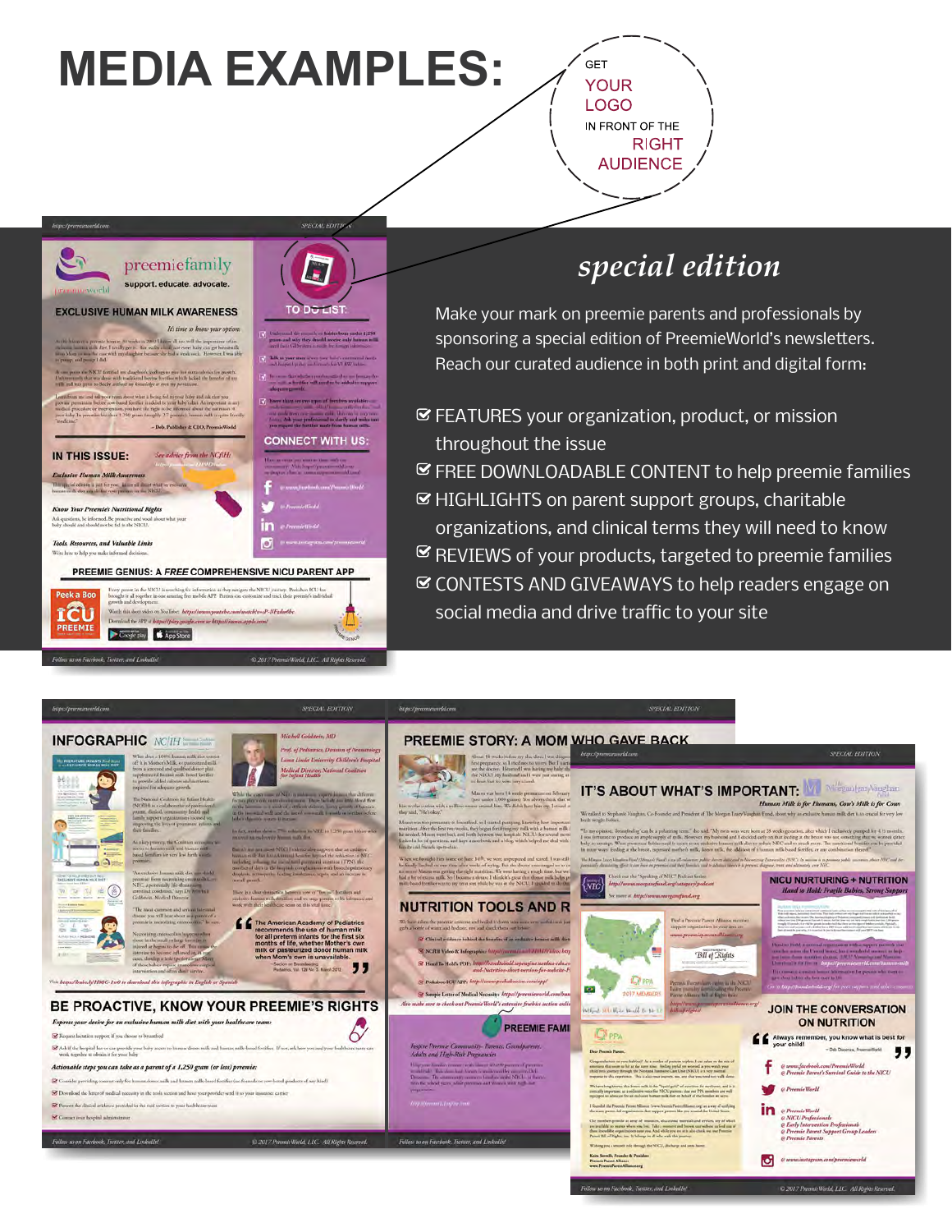# MEDIA EXAMPLES:

GET YOUR LOGO IN FRONT OF THE RIGHT AUDIENCE

## special edition

Make your mark on preemie parents and professionals by sponsoring a special edition of PreemieWorld's newsletters. Reach our curated audience in both print and digital form:

- ☑ FEATURES your organization, product, or mission throughout the issue
- ☑ FREE DOWNLOADABLE CONTENT to help preemie families
- ☑ HIGHLIGHTS on parent support groups, charitable organizations, and clinical terms they will need to know
- ☑ REVIEWS of your products, targeted to preemie families
- ☑ CONTESTS AND GIVEAWAYS to help readers engage on social media and drive traffic to your site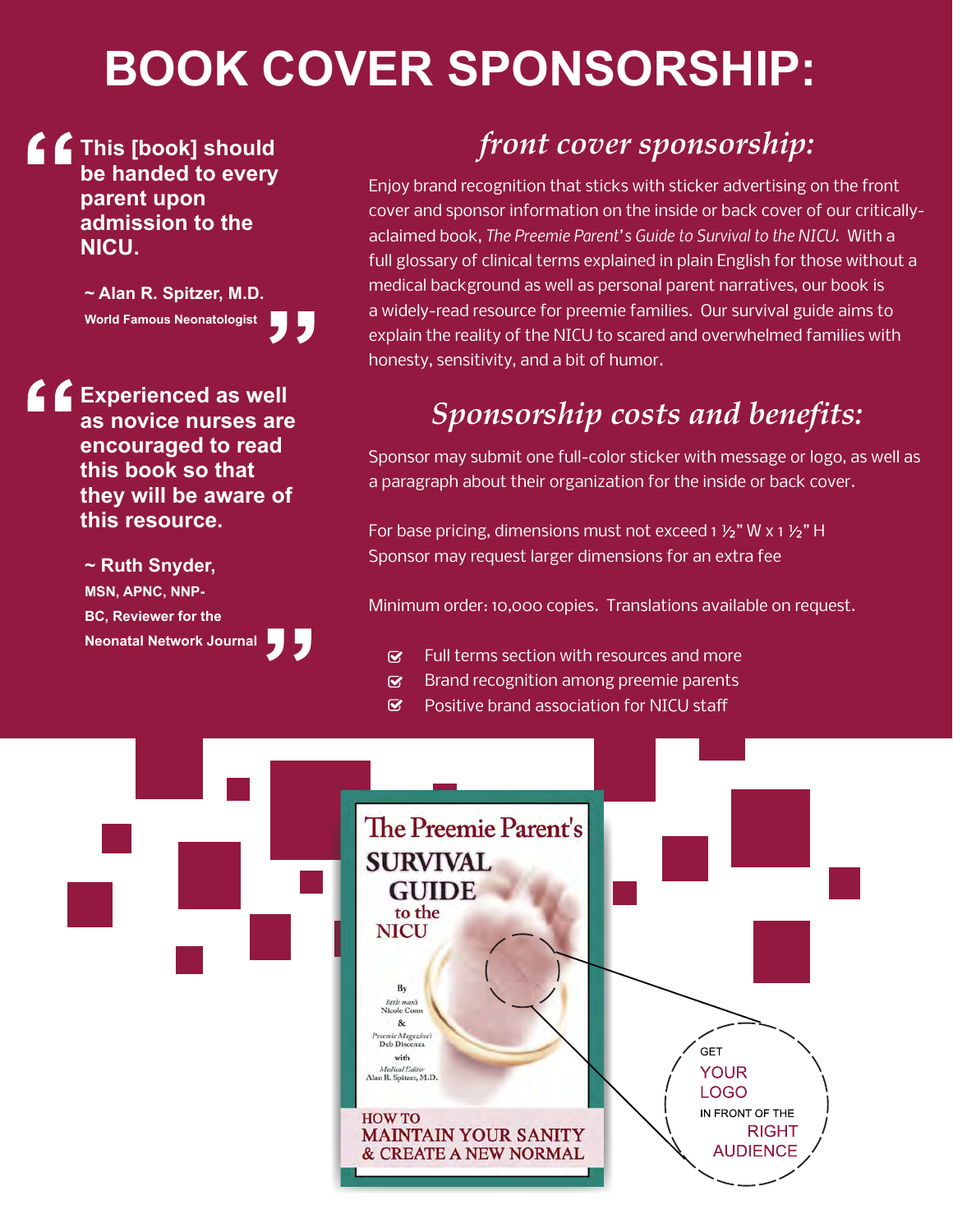# BOOK COVER SPONSORSHIP:

> **This [book] should be handed to every parent upon admission to the NICU.**
>
> **~ Alan R. Spitzer, M.D.**
> **World Famous Neonatologist**

> **Experienced as well as novice nurses are encouraged to read this book so that they will be aware of this resource.**
>
> **~ Ruth Snyder,**
> **MSN, APNC, NNP-BC, Reviewer for the Neonatal Network Journal**

## *front cover sponsorship:*

Enjoy brand recognition that sticks with sticker advertising on the front cover and sponsor information on the inside or back cover of our critically-aclaimed book, *The Preemie Parent's Guide to Survival to the NICU.* With a full glossary of clinical terms explained in plain English for those without a medical background as well as personal parent narratives, our book is a widely-read resource for preemie families. Our survival guide aims to explain the reality of the NICU to scared and overwhelmed families with honesty, sensitivity, and a bit of humor.

## *Sponsorship costs and benefits:*

Sponsor may submit one full-color sticker with message or logo, as well as a paragraph about their organization for the inside or back cover.

For base pricing, dimensions must not exceed 1 ½" W x 1 ½" H
Sponsor may request larger dimensions for an extra fee

Minimum order: 10,000 copies. Translations available on request.

- Full terms section with resources and more
- Brand recognition among preemie parents
- Positive brand association for NICU staff

The Preemie Parent's SURVIVAL GUIDE to the NICU

By little man's Nicole Conn & Preemie Magazine's Deb Discenza with Medical Editor Alan R. Spitzer, M.D.

HOW TO MAINTAIN YOUR SANITY & CREATE A NEW NORMAL

GET YOUR LOGO IN FRONT OF THE RIGHT AUDIENCE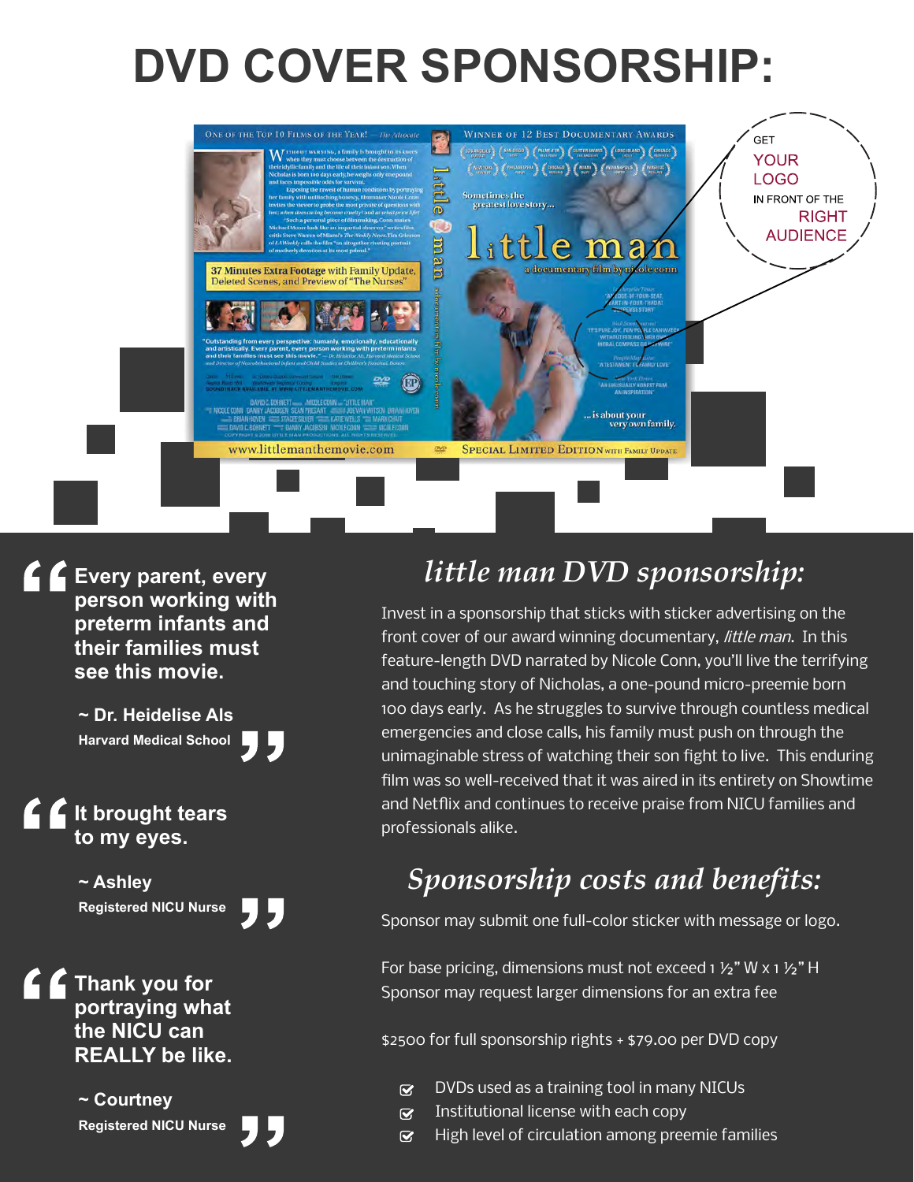# DVD COVER SPONSORSHIP:

GET YOUR LOGO IN FRONT OF THE RIGHT AUDIENCE

> **Every parent, every person working with preterm infants and their families must see this movie.**
>
> **~ Dr. Heidelise Als**
> **Harvard Medical School**

> **It brought tears to my eyes.**
>
> **~ Ashley**
> **Registered NICU Nurse**

> **Thank you for portraying what the NICU can REALLY be like.**
>
> **~ Courtney**
> **Registered NICU Nurse**

## *little man DVD sponsorship:*

Invest in a sponsorship that sticks with sticker advertising on the front cover of our award winning documentary, *little man*. In this feature-length DVD narrated by Nicole Conn, you'll live the terrifying and touching story of Nicholas, a one-pound micro-preemie born 100 days early. As he struggles to survive through countless medical emergencies and close calls, his family must push on through the unimaginable stress of watching their son fight to live. This enduring film was so well-received that it was aired in its entirety on Showtime and Netflix and continues to receive praise from NICU families and professionals alike.

## *Sponsorship costs and benefits:*

Sponsor may submit one full-color sticker with message or logo.

For base pricing, dimensions must not exceed 1 ½" W x 1 ½" H
Sponsor may request larger dimensions for an extra fee

$2500 for full sponsorship rights + $79.00 per DVD copy

- DVDs used as a training tool in many NICUs
- Institutional license with each copy
- High level of circulation among preemie families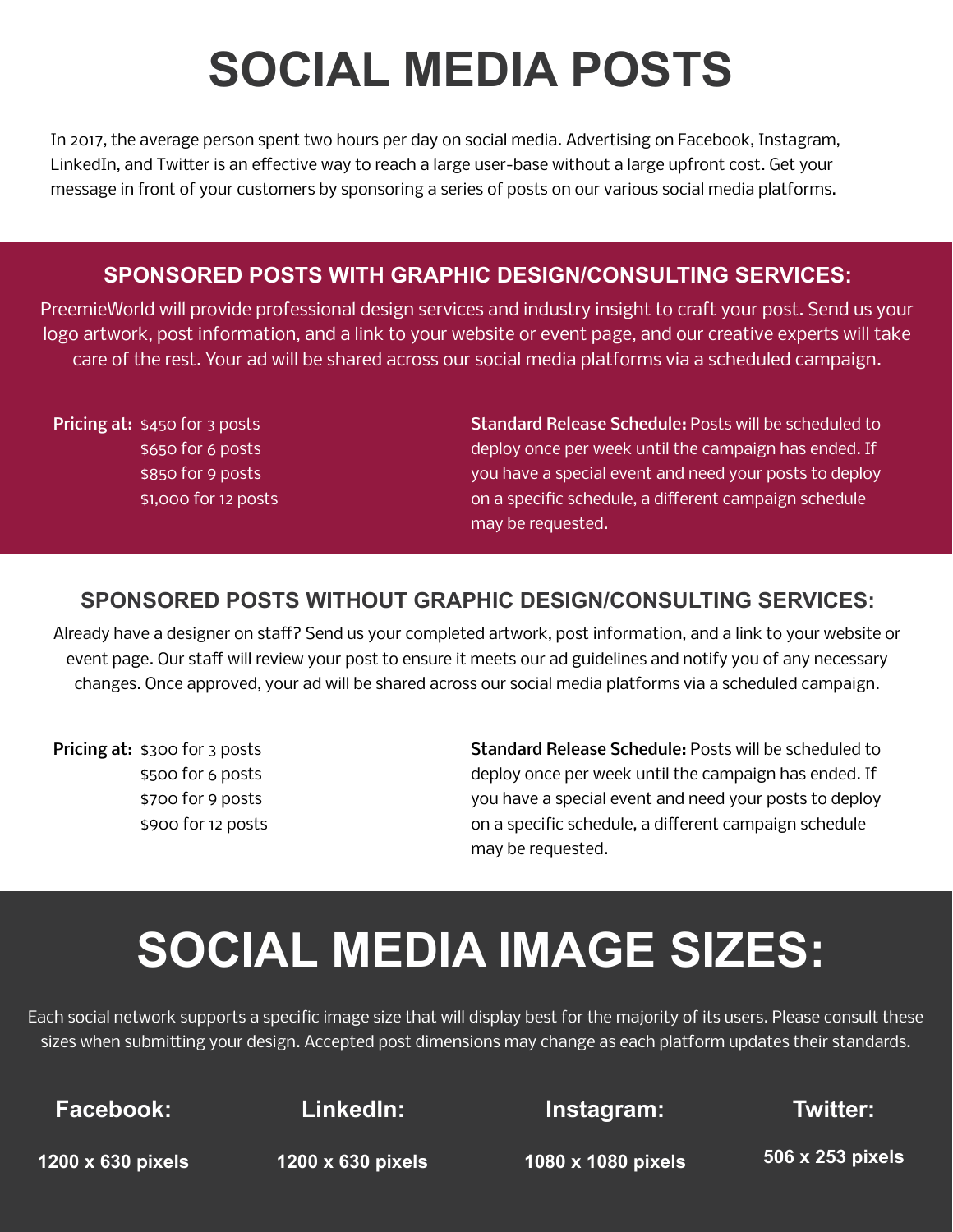# SOCIAL MEDIA POSTS

In 2017, the average person spent two hours per day on social media. Advertising on Facebook, Instagram, LinkedIn, and Twitter is an effective way to reach a large user-base without a large upfront cost. Get your message in front of your customers by sponsoring a series of posts on our various social media platforms.

## SPONSORED POSTS WITH GRAPHIC DESIGN/CONSULTING SERVICES:

PreemieWorld will provide professional design services and industry insight to craft your post. Send us your logo artwork, post information, and a link to your website or event page, and our creative experts will take care of the rest. Your ad will be shared across our social media platforms via a scheduled campaign.

**Pricing at:**
- $450 for 3 posts
- $650 for 6 posts
- $850 for 9 posts
- $1,000 for 12 posts

**Standard Release Schedule:** Posts will be scheduled to deploy once per week until the campaign has ended. If you have a special event and need your posts to deploy on a specific schedule, a different campaign schedule may be requested.

## SPONSORED POSTS WITHOUT GRAPHIC DESIGN/CONSULTING SERVICES:

Already have a designer on staff? Send us your completed artwork, post information, and a link to your website or event page. Our staff will review your post to ensure it meets our ad guidelines and notify you of any necessary changes. Once approved, your ad will be shared across our social media platforms via a scheduled campaign.

**Pricing at:**
- $300 for 3 posts
- $500 for 6 posts
- $700 for 9 posts
- $900 for 12 posts

**Standard Release Schedule:** Posts will be scheduled to deploy once per week until the campaign has ended. If you have a special event and need your posts to deploy on a specific schedule, a different campaign schedule may be requested.

# SOCIAL MEDIA IMAGE SIZES:

Each social network supports a specific image size that will display best for the majority of its users. Please consult these sizes when submitting your design. Accepted post dimensions may change as each platform updates their standards.

| Facebook: | LinkedIn: | Instagram: | Twitter: |
| --- | --- | --- | --- |
| 1200 x 630 pixels | 1200 x 630 pixels | 1080 x 1080 pixels | 506 x 253 pixels |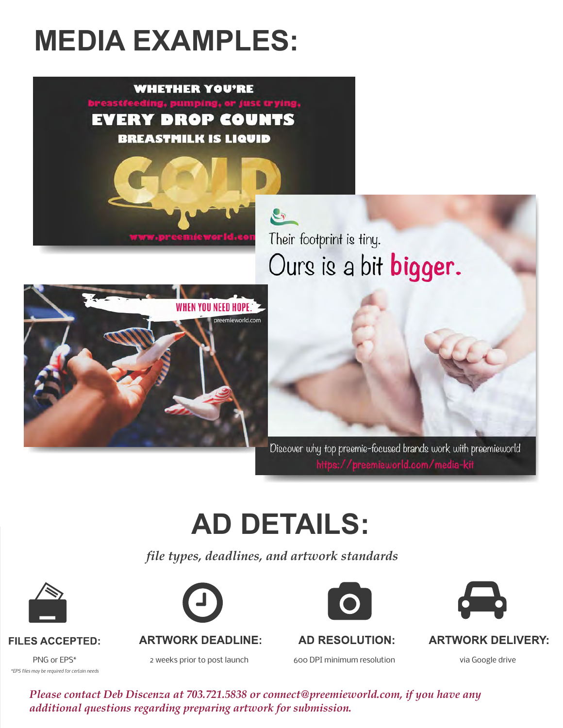# MEDIA EXAMPLES:

WHETHER YOU'RE

breastfeeding, pumping, or just trying,

EVERY DROP COUNTS

BREASTMILK IS LIQUID

GOLD

www.preemieworld.com

Their footprint is tiny.

Ours is a bit **bigger.**

WHEN YOU NEED HOPE.

preemieworld.com

Discover why top preemie-focused brands work with preemieworld

https://preemieworld.com/media-kit

# AD DETAILS:

*file types, deadlines, and artwork standards*

**FILES ACCEPTED:**

PNG or EPS*

*EPS files may be required for certain needs*

**ARTWORK DEADLINE:**

2 weeks prior to post launch

**AD RESOLUTION:**

600 DPI minimum resolution

**ARTWORK DELIVERY:**

via Google drive

*Please contact Deb Discenza at 703.721.5838 or connect@preemieworld.com, if you have any additional questions regarding preparing artwork for submission.*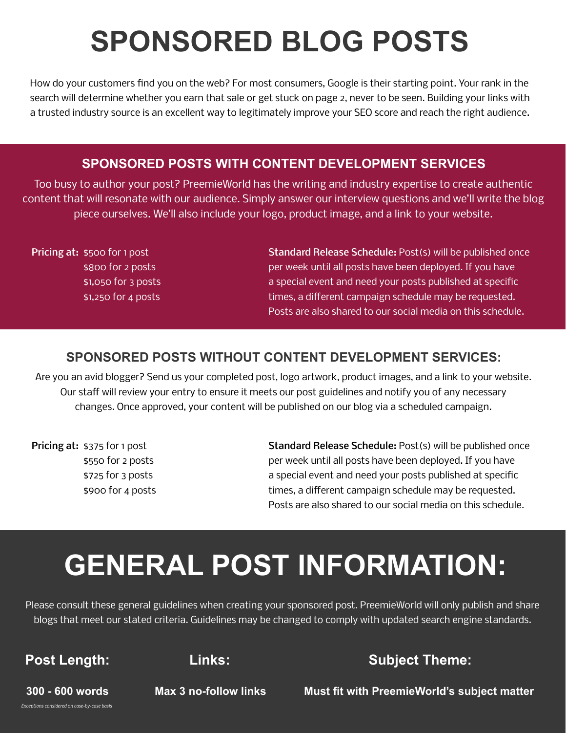# SPONSORED BLOG POSTS

How do your customers find you on the web? For most consumers, Google is their starting point. Your rank in the search will determine whether you earn that sale or get stuck on page 2, never to be seen. Building your links with a trusted industry source is an excellent way to legitimately improve your SEO score and reach the right audience.

## SPONSORED POSTS WITH CONTENT DEVELOPMENT SERVICES

Too busy to author your post? PreemieWorld has the writing and industry expertise to create authentic content that will resonate with our audience. Simply answer our interview questions and we'll write the blog piece ourselves. We'll also include your logo, product image, and a link to your website.

**Pricing at:**
- $500 for 1 post
- $800 for 2 posts
- $1,050 for 3 posts
- $1,250 for 4 posts

**Standard Release Schedule:** Post(s) will be published once per week until all posts have been deployed. If you have a special event and need your posts published at specific times, a different campaign schedule may be requested. Posts are also shared to our social media on this schedule.

## SPONSORED POSTS WITHOUT CONTENT DEVELOPMENT SERVICES:

Are you an avid blogger? Send us your completed post, logo artwork, product images, and a link to your website. Our staff will review your entry to ensure it meets our post guidelines and notify you of any necessary changes. Once approved, your content will be published on our blog via a scheduled campaign.

**Pricing at:**
- $375 for 1 post
- $550 for 2 posts
- $725 for 3 posts
- $900 for 4 posts

**Standard Release Schedule:** Post(s) will be published once per week until all posts have been deployed. If you have a special event and need your posts published at specific times, a different campaign schedule may be requested. Posts are also shared to our social media on this schedule.

# GENERAL POST INFORMATION:

Please consult these general guidelines when creating your sponsored post. PreemieWorld will only publish and share blogs that meet our stated criteria. Guidelines may be changed to comply with updated search engine standards.

### Post Length:

**300 - 600 words**

*Exceptions considered on case-by-case basis*

### Links:

**Max 3 no-follow links**

### Subject Theme:

**Must fit with PreemieWorld's subject matter**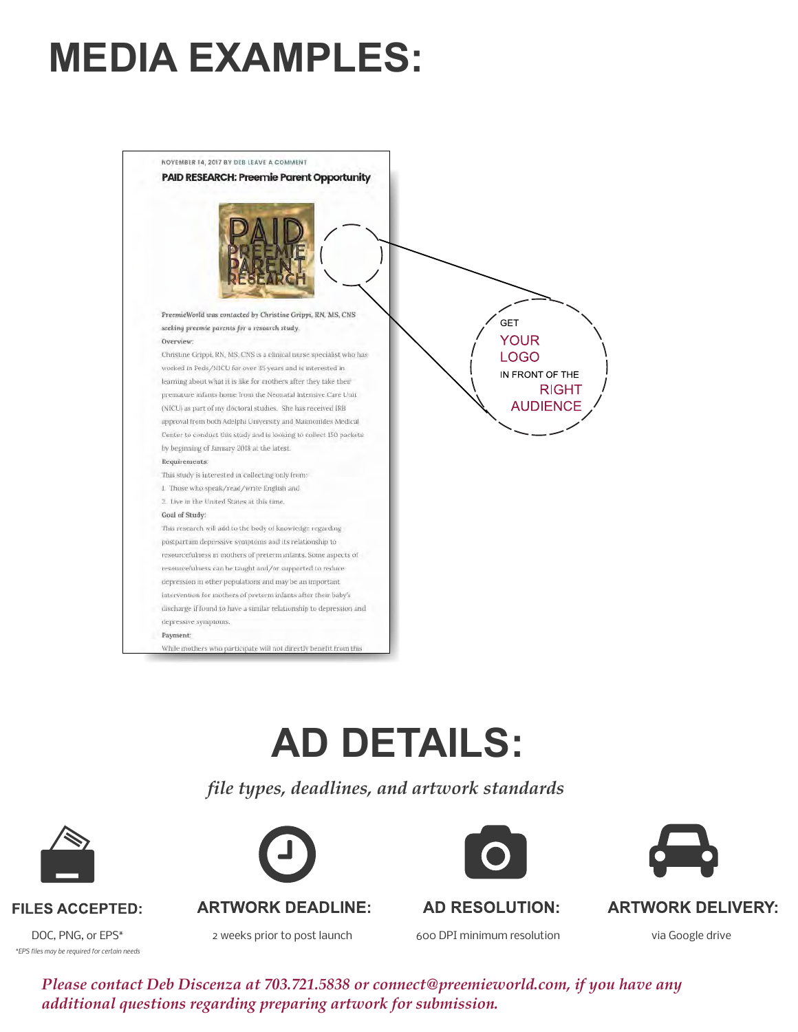# MEDIA EXAMPLES:

NOVEMBER 14, 2017 BY DEB LEAVE A COMMENT

**PAID RESEARCH: Preemie Parent Opportunity**

PAID PREEMIE PARENT RESEARCH

*PreemieWorld was contacted by Christine Grippi, RN, MS, CNS seeking preemie parents for a research study.*

**Overview:**

Christine Grippi, RN, MS, CNS is a clinical nurse specialist who has worked in Peds/NICU for over 35 years and is interested in learning about what it is like for mothers after they take their premature infants home from the Neonatal Intensive Care Unit (NICU) as part of my doctoral studies. She has received IRB approval from both Adelphi University and Maimonides Medical Center to conduct this study and is looking to collect 150 packets by beginning of January 2018 at the latest.

**Requirements:**

This study is interested in collecting only from:

1. Those who speak/read/write English and
2. Live in the United States at this time.

**Goal of Study:**

This research will add to the body of knowledge regarding postpartum depressive symptoms and its relationship to resourcefulness in mothers of preterm infants. Some aspects of resourcefulness can be taught and/or supported to reduce depression in other populations and may be an important intervention for mothers of preterm infants after their baby's discharge if found to have a similar relationship to depression and depressive symptoms.

**Payment:**

While mothers who participate will not directly benefit from this

GET YOUR LOGO IN FRONT OF THE RIGHT AUDIENCE

# AD DETAILS:

*file types, deadlines, and artwork standards*

**FILES ACCEPTED:**
DOC, PNG, or EPS*
*\*EPS files may be required for certain needs*

**ARTWORK DEADLINE:**
2 weeks prior to post launch

**AD RESOLUTION:**
600 DPI minimum resolution

**ARTWORK DELIVERY:**
via Google drive

*Please contact Deb Discenza at 703.721.5838 or connect@preemieworld.com, if you have any additional questions regarding preparing artwork for submission.*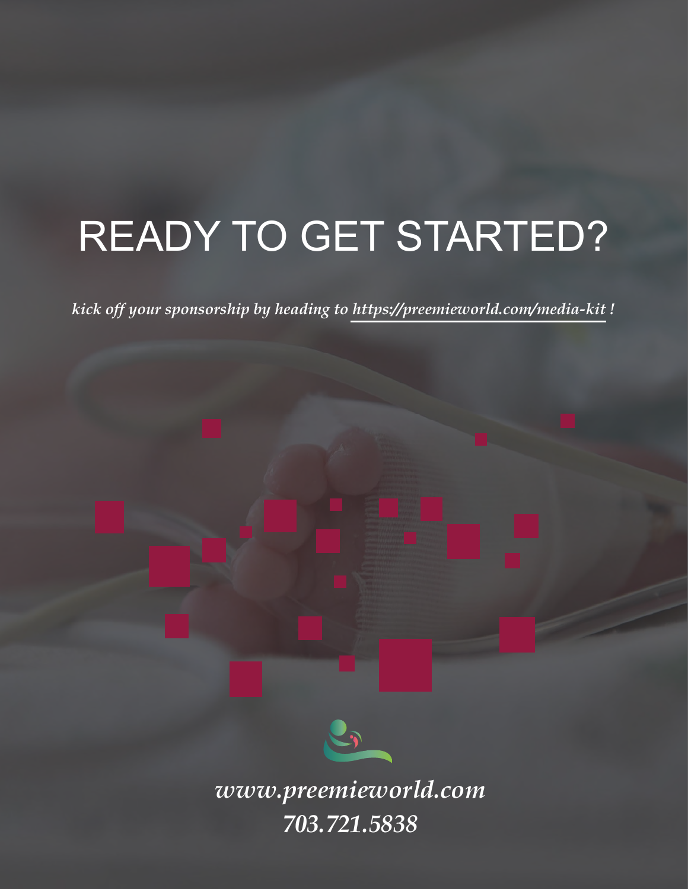# READY TO GET STARTED?

*kick off your sponsorship by heading to https://preemieworld.com/media-kit !*

*www.preemieworld.com*

*703.721.5838*